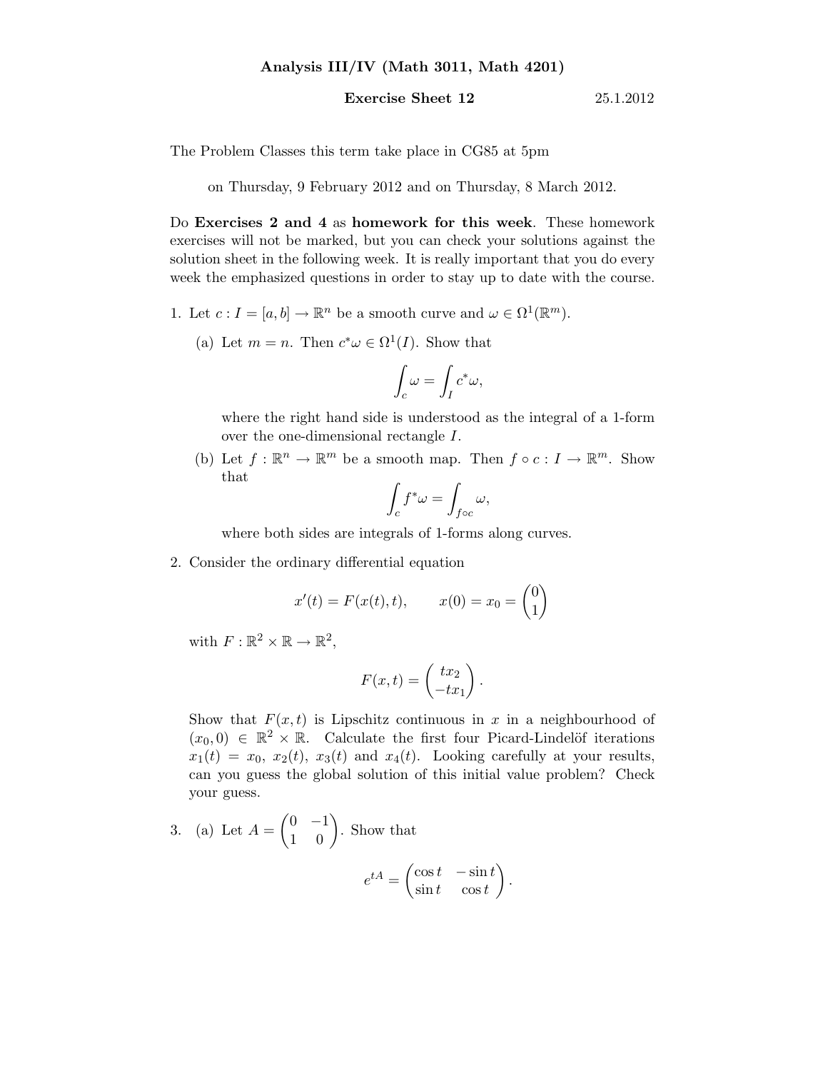**Analysis III/IV (Math 3011, Math 4201)**

**Exercise Sheet 12** 25.1.2012

The Problem Classes this term take place in CG85 at 5pm

on Thursday, 9 February 2012 and on Thursday, 8 March 2012.

Do **Exercises 2 and 4** as **homework for this week**. These homework exercises will not be marked, but you can check your solutions against the solution sheet in the following week. It is really important that you do every week the emphasized questions in order to stay up to date with the course.

1. Let $c : I = [a, b] \to \mathbb{R}^n$ be a smooth curve and $\omega \in \Omega^1(\mathbb{R}^m)$.

   (a) Let $m = n$. Then $c^*\omega \in \Omega^1(I)$. Show that
   $$\int_c \omega = \int_I c^*\omega,$$
   where the right hand side is understood as the integral of a 1-form over the one-dimensional rectangle $I$.

   (b) Let $f : \mathbb{R}^n \to \mathbb{R}^m$ be a smooth map. Then $f \circ c : I \to \mathbb{R}^m$. Show that
   $$\int_c f^*\omega = \int_{f \circ c} \omega,$$
   where both sides are integrals of 1-forms along curves.

2. Consider the ordinary differential equation
   $$x'(t) = F(x(t), t), \qquad x(0) = x_0 = \begin{pmatrix} 0 \\ 1 \end{pmatrix}$$
   with $F : \mathbb{R}^2 \times \mathbb{R} \to \mathbb{R}^2$,
   $$F(x, t) = \begin{pmatrix} tx_2 \\ -tx_1 \end{pmatrix}.$$
   Show that $F(x, t)$ is Lipschitz continuous in $x$ in a neighbourhood of $(x_0, 0) \in \mathbb{R}^2 \times \mathbb{R}$. Calculate the first four Picard-Lindelöf iterations $x_1(t) = x_0$, $x_2(t)$, $x_3(t)$ and $x_4(t)$. Looking carefully at your results, can you guess the global solution of this initial value problem? Check your guess.

3. (a) Let $A = \begin{pmatrix} 0 & -1 \\ 1 & 0 \end{pmatrix}$. Show that
   $$e^{tA} = \begin{pmatrix} \cos t & -\sin t \\ \sin t & \cos t \end{pmatrix}.$$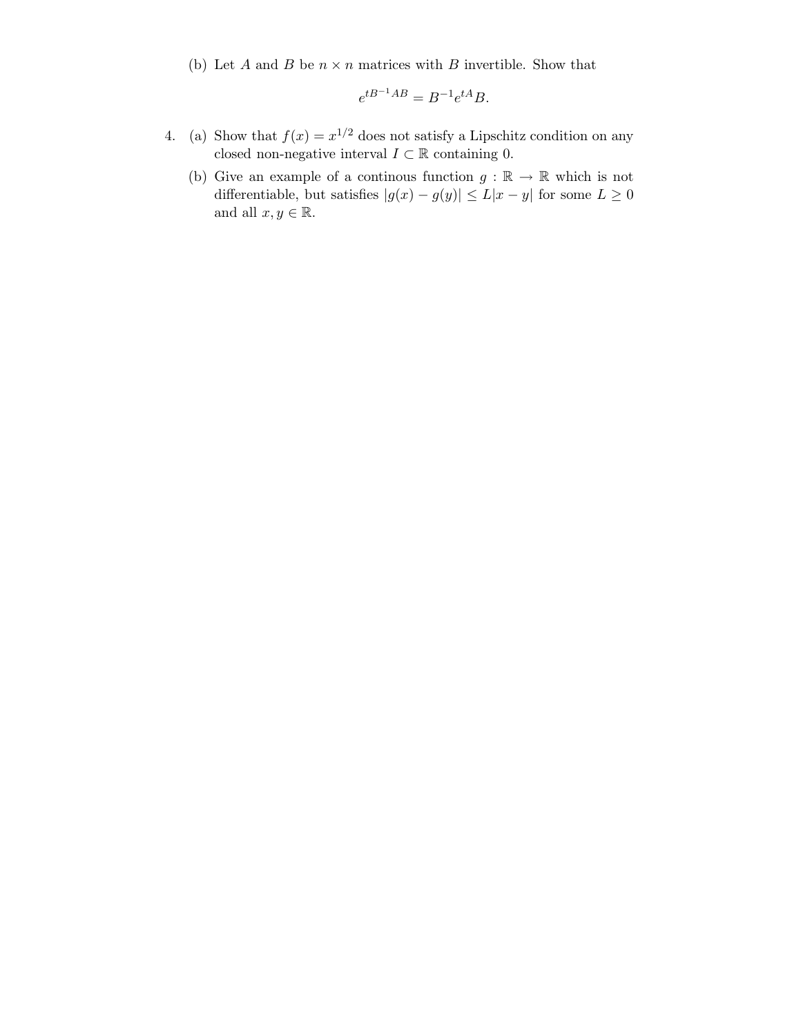(b) Let $A$ and $B$ be $n \times n$ matrices with $B$ invertible. Show that

$$e^{tB^{-1}AB} = B^{-1}e^{tA}B.$$

4. (a) Show that $f(x) = x^{1/2}$ does not satisfy a Lipschitz condition on any closed non-negative interval $I \subset \mathbb{R}$ containing 0.

   (b) Give an example of a continous function $g : \mathbb{R} \to \mathbb{R}$ which is not differentiable, but satisfies $|g(x) - g(y)| \leq L|x - y|$ for some $L \geq 0$ and all $x, y \in \mathbb{R}$.